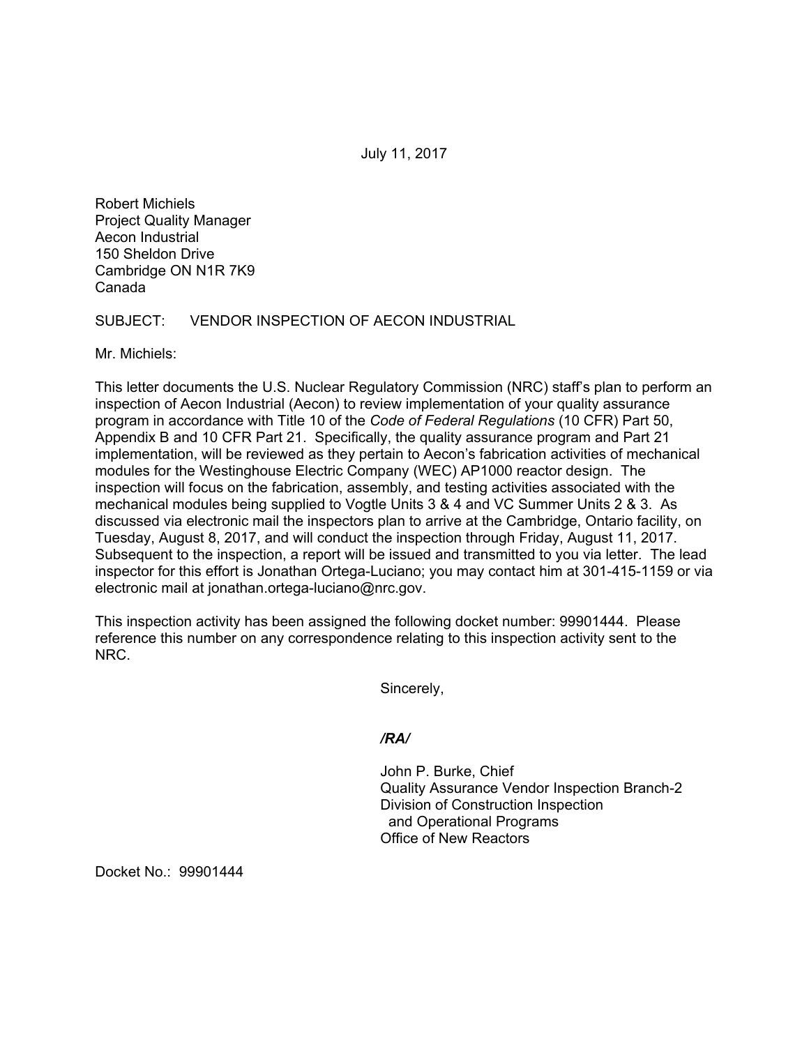July 11, 2017

Robert Michiels
Project Quality Manager
Aecon Industrial
150 Sheldon Drive
Cambridge ON N1R 7K9
Canada

SUBJECT: VENDOR INSPECTION OF AECON INDUSTRIAL

Mr. Michiels:

This letter documents the U.S. Nuclear Regulatory Commission (NRC) staff's plan to perform an inspection of Aecon Industrial (Aecon) to review implementation of your quality assurance program in accordance with Title 10 of the *Code of Federal Regulations* (10 CFR) Part 50, Appendix B and 10 CFR Part 21. Specifically, the quality assurance program and Part 21 implementation, will be reviewed as they pertain to Aecon's fabrication activities of mechanical modules for the Westinghouse Electric Company (WEC) AP1000 reactor design. The inspection will focus on the fabrication, assembly, and testing activities associated with the mechanical modules being supplied to Vogtle Units 3 & 4 and VC Summer Units 2 & 3. As discussed via electronic mail the inspectors plan to arrive at the Cambridge, Ontario facility, on Tuesday, August 8, 2017, and will conduct the inspection through Friday, August 11, 2017. Subsequent to the inspection, a report will be issued and transmitted to you via letter. The lead inspector for this effort is Jonathan Ortega-Luciano; you may contact him at 301-415-1159 or via electronic mail at jonathan.ortega-luciano@nrc.gov.

This inspection activity has been assigned the following docket number: 99901444. Please reference this number on any correspondence relating to this inspection activity sent to the NRC.

Sincerely,

***/RA/***

John P. Burke, Chief
Quality Assurance Vendor Inspection Branch-2
Division of Construction Inspection
and Operational Programs
Office of New Reactors

Docket No.: 99901444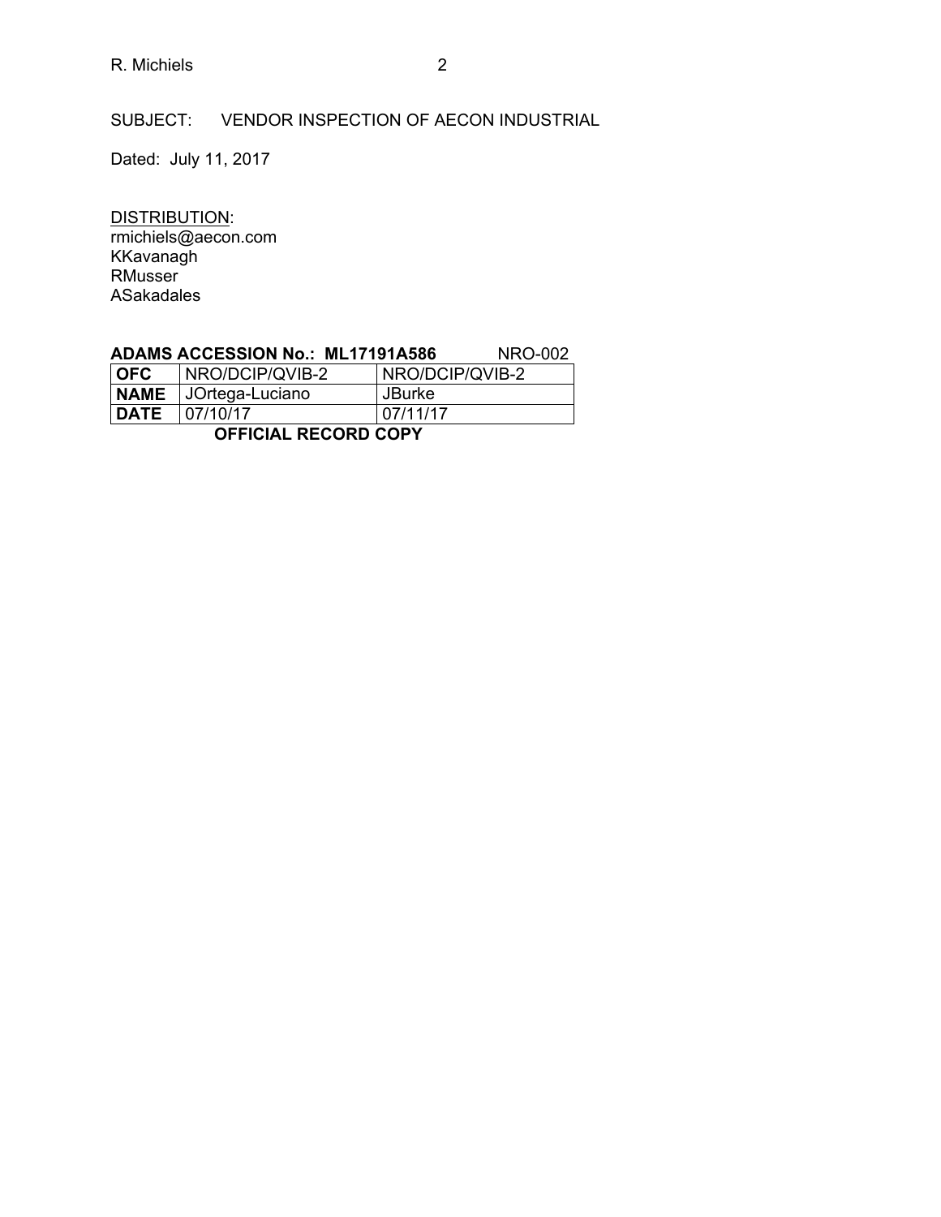SUBJECT: VENDOR INSPECTION OF AECON INDUSTRIAL

Dated: July 11, 2017

DISTRIBUTION:
rmichiels@aecon.com
KKavanagh
RMusser
ASakadales

**ADAMS ACCESSION No.: ML17191A586** NRO-002

| | | |
|---|---|---|
| **OFC** | NRO/DCIP/QVIB-2 | NRO/DCIP/QVIB-2 |
| **NAME** | JOrtega-Luciano | JBurke |
| **DATE** | 07/10/17 | 07/11/17 |

**OFFICIAL RECORD COPY**